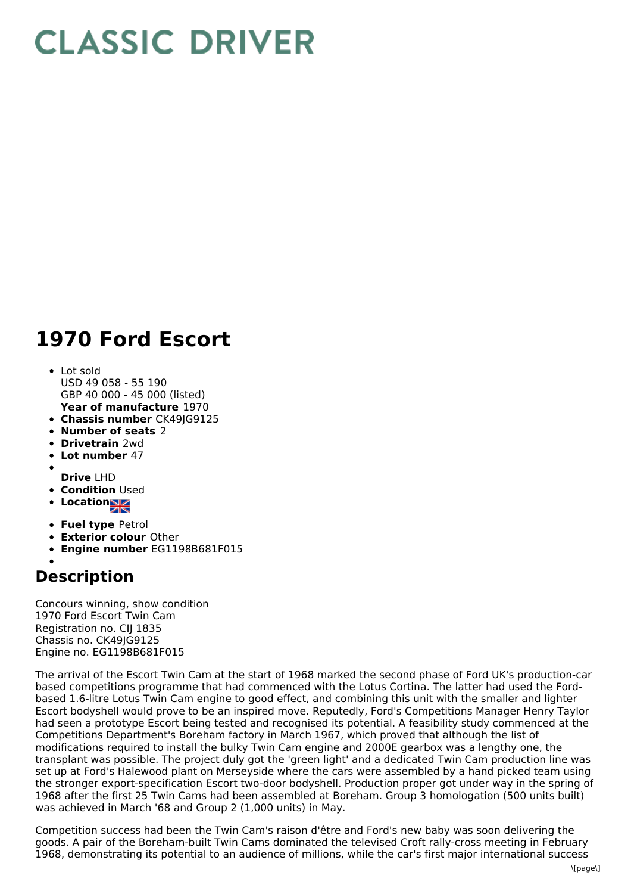# CLASSIC DRIVER

# 1970 Ford Escort

- Lot sold
  USD 49 058 - 55 190
  GBP 40 000 - 45 000 (listed)
  **Year of manufacture** 1970
- **Chassis number** CK49JG9125
- **Number of seats** 2
- **Drivetrain** 2wd
- **Lot number** 47
- **Drive** LHD
- **Condition** Used
- **Location**
- **Fuel type** Petrol
- **Exterior colour** Other
- **Engine number** EG1198B681F015

## Description

Concours winning, show condition
1970 Ford Escort Twin Cam
Registration no. CIJ 1835
Chassis no. CK49JG9125
Engine no. EG1198B681F015

The arrival of the Escort Twin Cam at the start of 1968 marked the second phase of Ford UK's production-car based competitions programme that had commenced with the Lotus Cortina. The latter had used the Ford-based 1.6-litre Lotus Twin Cam engine to good effect, and combining this unit with the smaller and lighter Escort bodyshell would prove to be an inspired move. Reputedly, Ford's Competitions Manager Henry Taylor had seen a prototype Escort being tested and recognised its potential. A feasibility study commenced at the Competitions Department's Boreham factory in March 1967, which proved that although the list of modifications required to install the bulky Twin Cam engine and 2000E gearbox was a lengthy one, the transplant was possible. The project duly got the 'green light' and a dedicated Twin Cam production line was set up at Ford's Halewood plant on Merseyside where the cars were assembled by a hand picked team using the stronger export-specification Escort two-door bodyshell. Production proper got under way in the spring of 1968 after the first 25 Twin Cams had been assembled at Boreham. Group 3 homologation (500 units built) was achieved in March '68 and Group 2 (1,000 units) in May.

Competition success had been the Twin Cam's raison d'être and Ford's new baby was soon delivering the goods. A pair of the Boreham-built Twin Cams dominated the televised Croft rally-cross meeting in February 1968, demonstrating its potential to an audience of millions, while the car's first major international success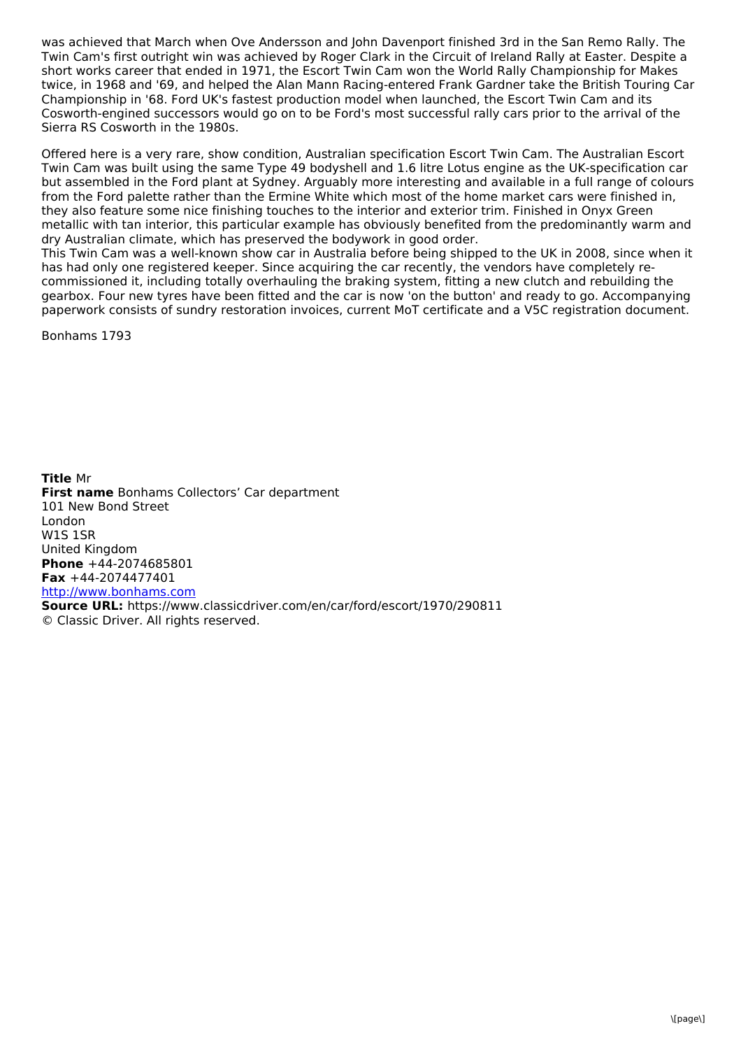was achieved that March when Ove Andersson and John Davenport finished 3rd in the San Remo Rally. The Twin Cam's first outright win was achieved by Roger Clark in the Circuit of Ireland Rally at Easter. Despite a short works career that ended in 1971, the Escort Twin Cam won the World Rally Championship for Makes twice, in 1968 and '69, and helped the Alan Mann Racing-entered Frank Gardner take the British Touring Car Championship in '68. Ford UK's fastest production model when launched, the Escort Twin Cam and its Cosworth-engined successors would go on to be Ford's most successful rally cars prior to the arrival of the Sierra RS Cosworth in the 1980s.

Offered here is a very rare, show condition, Australian specification Escort Twin Cam. The Australian Escort Twin Cam was built using the same Type 49 bodyshell and 1.6 litre Lotus engine as the UK-specification car but assembled in the Ford plant at Sydney. Arguably more interesting and available in a full range of colours from the Ford palette rather than the Ermine White which most of the home market cars were finished in, they also feature some nice finishing touches to the interior and exterior trim. Finished in Onyx Green metallic with tan interior, this particular example has obviously benefited from the predominantly warm and dry Australian climate, which has preserved the bodywork in good order.
This Twin Cam was a well-known show car in Australia before being shipped to the UK in 2008, since when it has had only one registered keeper. Since acquiring the car recently, the vendors have completely re-commissioned it, including totally overhauling the braking system, fitting a new clutch and rebuilding the gearbox. Four new tyres have been fitted and the car is now 'on the button' and ready to go. Accompanying paperwork consists of sundry restoration invoices, current MoT certificate and a V5C registration document.

Bonhams 1793

**Title** Mr
**First name** Bonhams Collectors' Car department
101 New Bond Street
London
W1S 1SR
United Kingdom
**Phone** +44-2074685801
**Fax** +44-2074477401
http://www.bonhams.com
**Source URL:** https://www.classicdriver.com/en/car/ford/escort/1970/290811
© Classic Driver. All rights reserved.